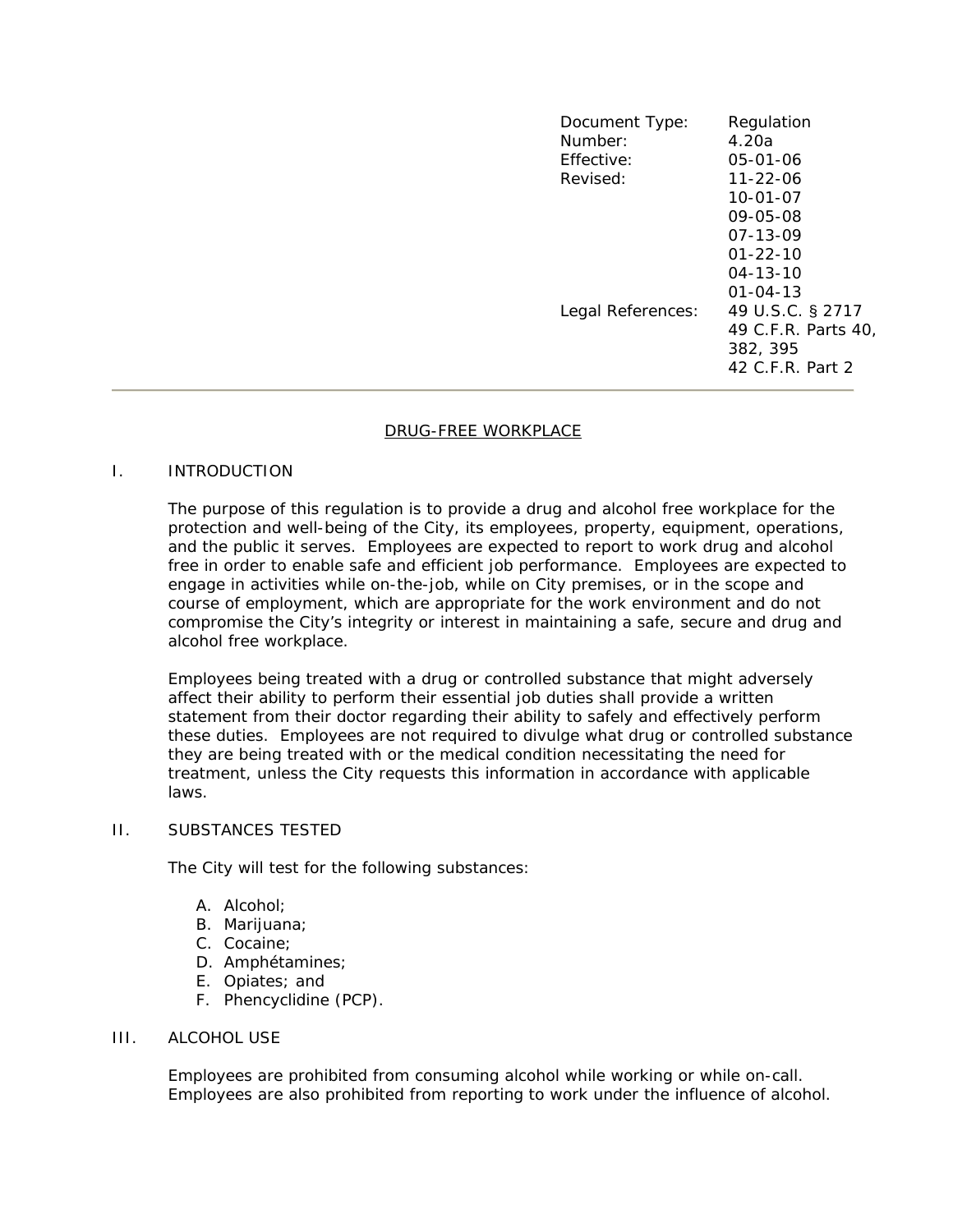| | |
|---|---|
| Document Type: | Regulation |
| Number: | 4.20a |
| Effective: | 05-01-06 |
| Revised: | 11-22-06 |
| | 10-01-07 |
| | 09-05-08 |
| | 07-13-09 |
| | 01-22-10 |
| | 04-13-10 |
| | 01-04-13 |
| Legal References: | 49 U.S.C. § 2717 |
| | 49 C.F.R. Parts 40, 382, 395 |
| | 42 C.F.R. Part 2 |

# DRUG-FREE WORKPLACE

## I. INTRODUCTION

The purpose of this regulation is to provide a drug and alcohol free workplace for the protection and well-being of the City, its employees, property, equipment, operations, and the public it serves. Employees are expected to report to work drug and alcohol free in order to enable safe and efficient job performance. Employees are expected to engage in activities while on-the-job, while on City premises, or in the scope and course of employment, which are appropriate for the work environment and do not compromise the City's integrity or interest in maintaining a safe, secure and drug and alcohol free workplace.

Employees being treated with a drug or controlled substance that might adversely affect their ability to perform their essential job duties shall provide a written statement from their doctor regarding their ability to safely and effectively perform these duties. Employees are not required to divulge what drug or controlled substance they are being treated with or the medical condition necessitating the need for treatment, unless the City requests this information in accordance with applicable laws.

## II. SUBSTANCES TESTED

The City will test for the following substances:

A. Alcohol;
B. Marijuana;
C. Cocaine;
D. Amphétamines;
E. Opiates; and
F. Phencyclidine (PCP).

## III. ALCOHOL USE

Employees are prohibited from consuming alcohol while working or while on-call. Employees are also prohibited from reporting to work under the influence of alcohol.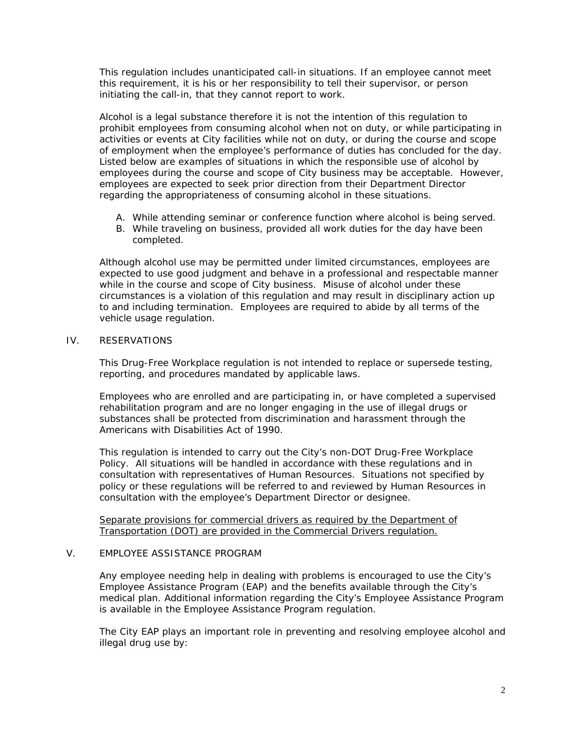This regulation includes unanticipated call-in situations. If an employee cannot meet this requirement, it is his or her responsibility to tell their supervisor, or person initiating the call-in, that they cannot report to work.

Alcohol is a legal substance therefore it is not the intention of this regulation to prohibit employees from consuming alcohol when not on duty, or while participating in activities or events at City facilities while not on duty, or during the course and scope of employment when the employee's performance of duties has concluded for the day. Listed below are examples of situations in which the responsible use of alcohol by employees during the course and scope of City business may be acceptable. However, employees are expected to seek prior direction from their Department Director regarding the appropriateness of consuming alcohol in these situations.

A. While attending seminar or conference function where alcohol is being served.
B. While traveling on business, provided all work duties for the day have been completed.

Although alcohol use may be permitted under limited circumstances, employees are expected to use good judgment and behave in a professional and respectable manner while in the course and scope of City business. Misuse of alcohol under these circumstances is a violation of this regulation and may result in disciplinary action up to and including termination. Employees are required to abide by all terms of the vehicle usage regulation.

## IV. RESERVATIONS

This Drug-Free Workplace regulation is not intended to replace or supersede testing, reporting, and procedures mandated by applicable laws.

Employees who are enrolled and are participating in, or have completed a supervised rehabilitation program and are no longer engaging in the use of illegal drugs or substances shall be protected from discrimination and harassment through the Americans with Disabilities Act of 1990.

This regulation is intended to carry out the City's non-DOT Drug-Free Workplace Policy. All situations will be handled in accordance with these regulations and in consultation with representatives of Human Resources. Situations not specified by policy or these regulations will be referred to and reviewed by Human Resources in consultation with the employee's Department Director or designee.

<u>Separate provisions for commercial drivers as required by the Department of Transportation (DOT) are provided in the Commercial Drivers regulation.</u>

## V. EMPLOYEE ASSISTANCE PROGRAM

Any employee needing help in dealing with problems is encouraged to use the City's Employee Assistance Program (EAP) and the benefits available through the City's medical plan. Additional information regarding the City's Employee Assistance Program is available in the Employee Assistance Program regulation.

The City EAP plays an important role in preventing and resolving employee alcohol and illegal drug use by: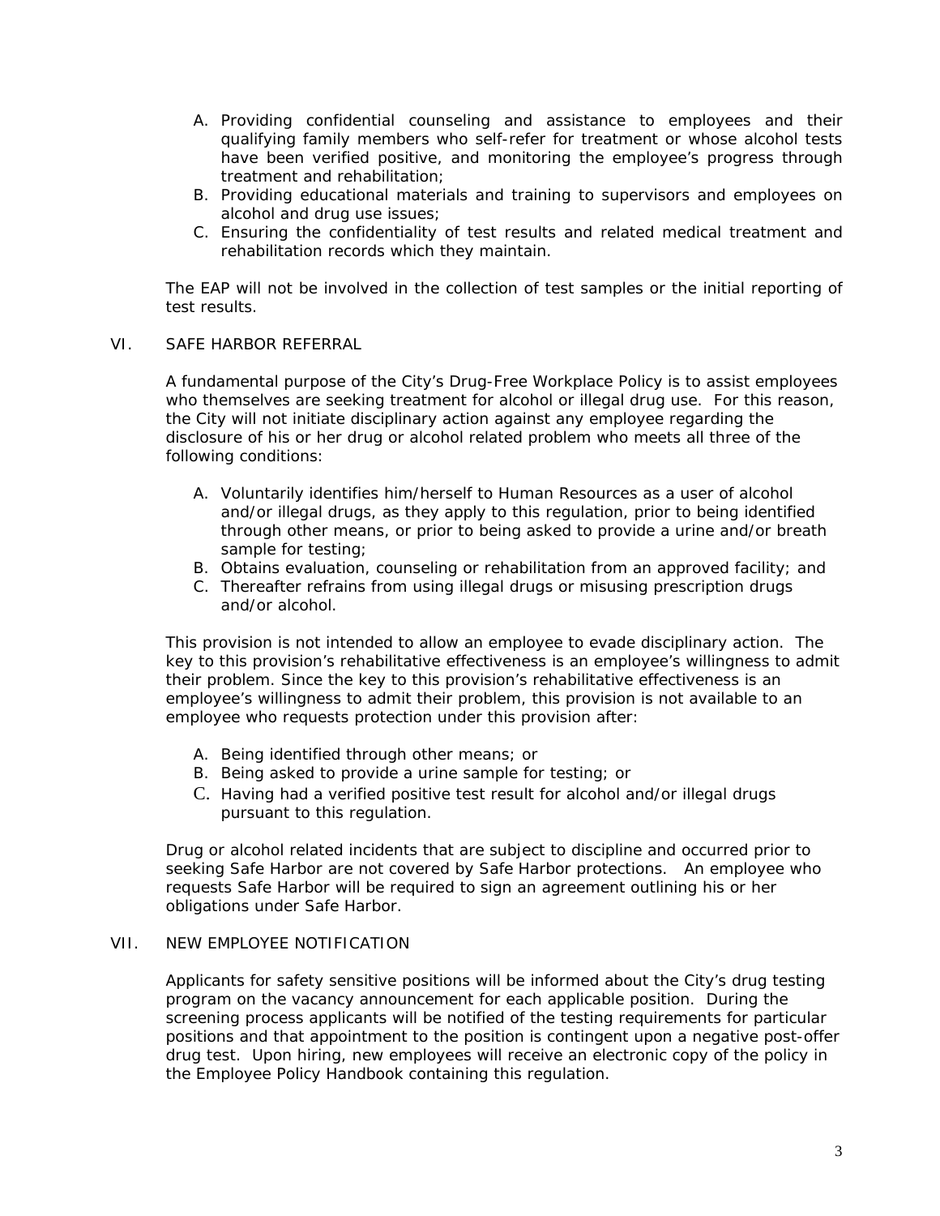A. Providing confidential counseling and assistance to employees and their qualifying family members who self-refer for treatment or whose alcohol tests have been verified positive, and monitoring the employee's progress through treatment and rehabilitation;
B. Providing educational materials and training to supervisors and employees on alcohol and drug use issues;
C. Ensuring the confidentiality of test results and related medical treatment and rehabilitation records which they maintain.

The EAP will not be involved in the collection of test samples or the initial reporting of test results.

## VI. SAFE HARBOR REFERRAL

A fundamental purpose of the City's Drug-Free Workplace Policy is to assist employees who themselves are seeking treatment for alcohol or illegal drug use. For this reason, the City will not initiate disciplinary action against any employee regarding the disclosure of his or her drug or alcohol related problem who meets all three of the following conditions:

A. Voluntarily identifies him/herself to Human Resources as a user of alcohol and/or illegal drugs, as they apply to this regulation, prior to being identified through other means, or prior to being asked to provide a urine and/or breath sample for testing;
B. Obtains evaluation, counseling or rehabilitation from an approved facility; and
C. Thereafter refrains from using illegal drugs or misusing prescription drugs and/or alcohol.

This provision is not intended to allow an employee to evade disciplinary action. The key to this provision's rehabilitative effectiveness is an employee's willingness to admit their problem. Since the key to this provision's rehabilitative effectiveness is an employee's willingness to admit their problem, this provision is not available to an employee who requests protection under this provision after:

A. Being identified through other means; or
B. Being asked to provide a urine sample for testing; or
C. Having had a verified positive test result for alcohol and/or illegal drugs pursuant to this regulation.

Drug or alcohol related incidents that are subject to discipline and occurred prior to seeking Safe Harbor are not covered by Safe Harbor protections. An employee who requests Safe Harbor will be required to sign an agreement outlining his or her obligations under Safe Harbor.

## VII. NEW EMPLOYEE NOTIFICATION

Applicants for safety sensitive positions will be informed about the City's drug testing program on the vacancy announcement for each applicable position. During the screening process applicants will be notified of the testing requirements for particular positions and that appointment to the position is contingent upon a negative post-offer drug test. Upon hiring, new employees will receive an electronic copy of the policy in the Employee Policy Handbook containing this regulation.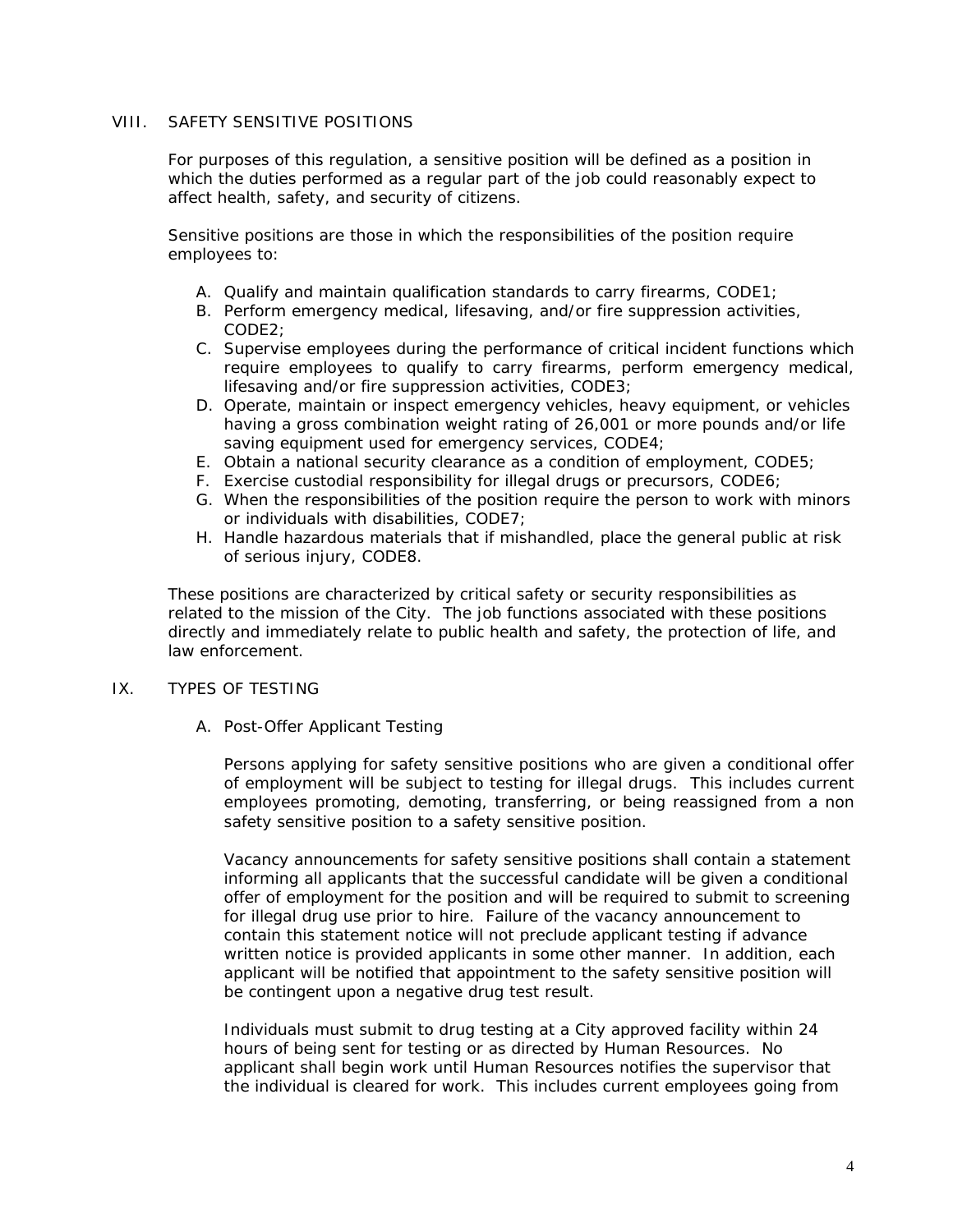## VIII. SAFETY SENSITIVE POSITIONS

For purposes of this regulation, a sensitive position will be defined as a position in which the duties performed as a regular part of the job could reasonably expect to affect health, safety, and security of citizens.

Sensitive positions are those in which the responsibilities of the position require employees to:

A. Qualify and maintain qualification standards to carry firearms, CODE1;
B. Perform emergency medical, lifesaving, and/or fire suppression activities, CODE2;
C. Supervise employees during the performance of critical incident functions which require employees to qualify to carry firearms, perform emergency medical, lifesaving and/or fire suppression activities, CODE3;
D. Operate, maintain or inspect emergency vehicles, heavy equipment, or vehicles having a gross combination weight rating of 26,001 or more pounds and/or life saving equipment used for emergency services, CODE4;
E. Obtain a national security clearance as a condition of employment, CODE5;
F. Exercise custodial responsibility for illegal drugs or precursors, CODE6;
G. When the responsibilities of the position require the person to work with minors or individuals with disabilities, CODE7;
H. Handle hazardous materials that if mishandled, place the general public at risk of serious injury, CODE8.

These positions are characterized by critical safety or security responsibilities as related to the mission of the City. The job functions associated with these positions directly and immediately relate to public health and safety, the protection of life, and law enforcement.

## IX. TYPES OF TESTING

### A. Post-Offer Applicant Testing

Persons applying for safety sensitive positions who are given a conditional offer of employment will be subject to testing for illegal drugs. This includes current employees promoting, demoting, transferring, or being reassigned from a non safety sensitive position to a safety sensitive position.

Vacancy announcements for safety sensitive positions shall contain a statement informing all applicants that the successful candidate will be given a conditional offer of employment for the position and will be required to submit to screening for illegal drug use prior to hire. Failure of the vacancy announcement to contain this statement notice will not preclude applicant testing if advance written notice is provided applicants in some other manner. In addition, each applicant will be notified that appointment to the safety sensitive position will be contingent upon a negative drug test result.

Individuals must submit to drug testing at a City approved facility within 24 hours of being sent for testing or as directed by Human Resources. No applicant shall begin work until Human Resources notifies the supervisor that the individual is cleared for work. This includes current employees going from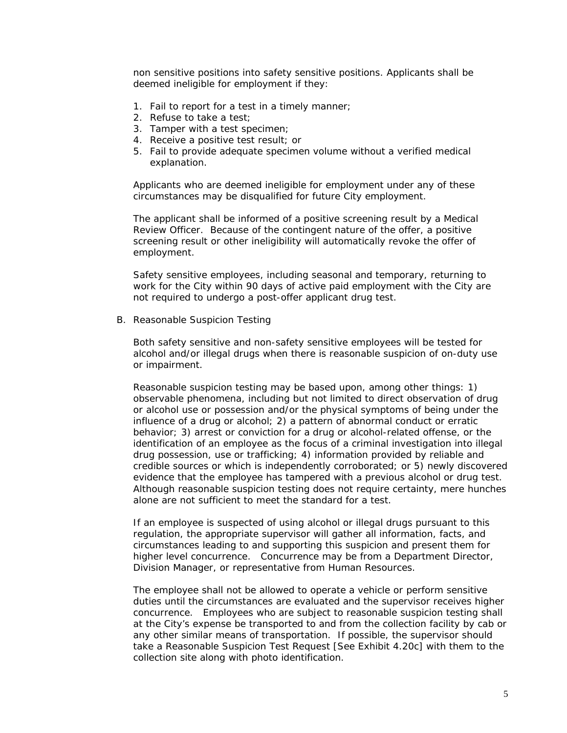non sensitive positions into safety sensitive positions. Applicants shall be deemed ineligible for employment if they:

1. Fail to report for a test in a timely manner;
2. Refuse to take a test;
3. Tamper with a test specimen;
4. Receive a positive test result; or
5. Fail to provide adequate specimen volume without a verified medical explanation.

Applicants who are deemed ineligible for employment under any of these circumstances may be disqualified for future City employment.

The applicant shall be informed of a positive screening result by a Medical Review Officer. Because of the contingent nature of the offer, a positive screening result or other ineligibility will automatically revoke the offer of employment.

Safety sensitive employees, including seasonal and temporary, returning to work for the City within 90 days of active paid employment with the City are not required to undergo a post-offer applicant drug test.

B. Reasonable Suspicion Testing

Both safety sensitive and non-safety sensitive employees will be tested for alcohol and/or illegal drugs when there is reasonable suspicion of on-duty use or impairment.

Reasonable suspicion testing may be based upon, among other things: 1) observable phenomena, including but not limited to direct observation of drug or alcohol use or possession and/or the physical symptoms of being under the influence of a drug or alcohol; 2) a pattern of abnormal conduct or erratic behavior; 3) arrest or conviction for a drug or alcohol-related offense, or the identification of an employee as the focus of a criminal investigation into illegal drug possession, use or trafficking; 4) information provided by reliable and credible sources or which is independently corroborated; or 5) newly discovered evidence that the employee has tampered with a previous alcohol or drug test. Although reasonable suspicion testing does not require certainty, mere hunches alone are not sufficient to meet the standard for a test.

If an employee is suspected of using alcohol or illegal drugs pursuant to this regulation, the appropriate supervisor will gather all information, facts, and circumstances leading to and supporting this suspicion and present them for higher level concurrence. Concurrence may be from a Department Director, Division Manager, or representative from Human Resources.

The employee shall not be allowed to operate a vehicle or perform sensitive duties until the circumstances are evaluated and the supervisor receives higher concurrence. Employees who are subject to reasonable suspicion testing shall at the City's expense be transported to and from the collection facility by cab or any other similar means of transportation. If possible, the supervisor should take a Reasonable Suspicion Test Request [See Exhibit 4.20c] with them to the collection site along with photo identification.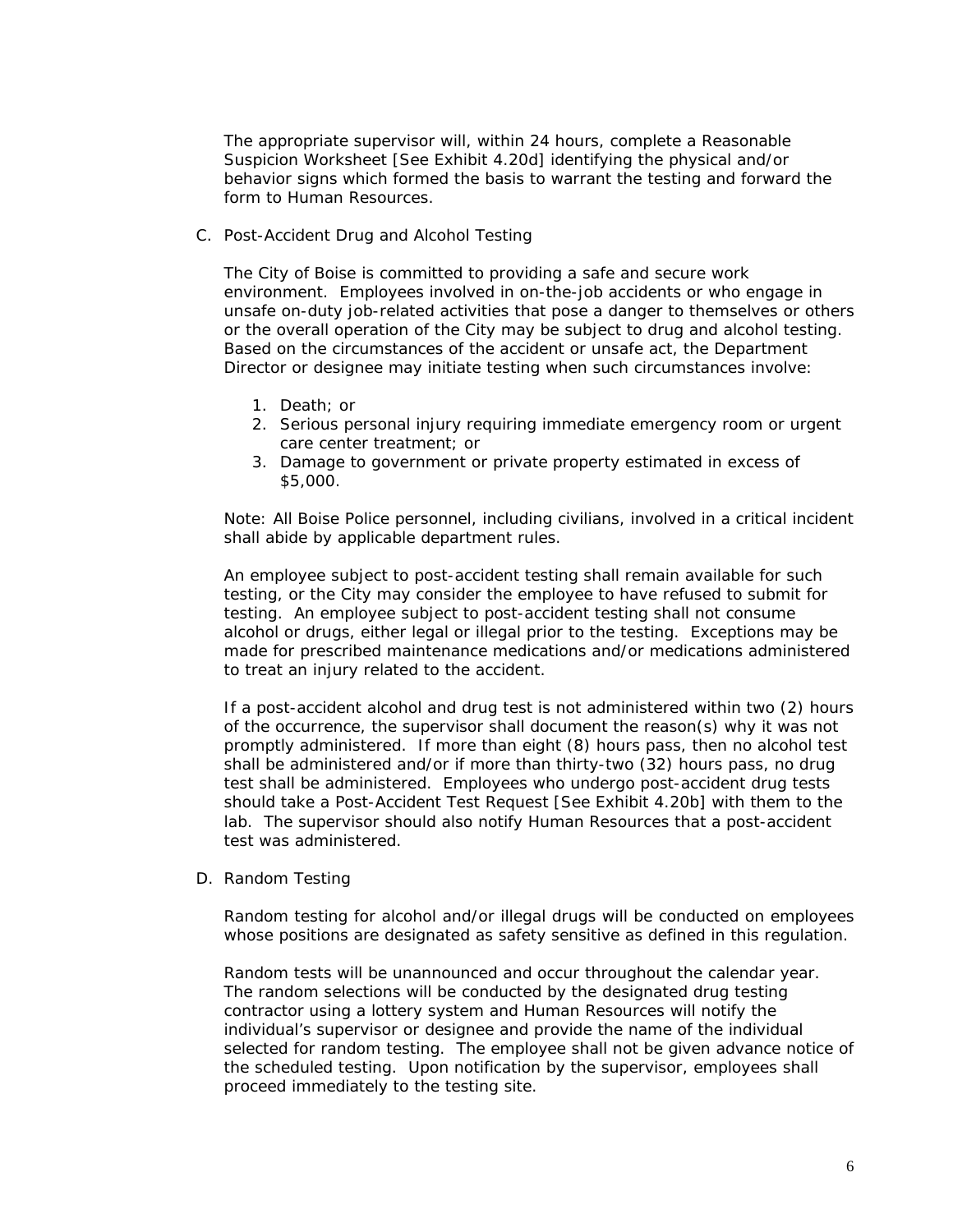The appropriate supervisor will, within 24 hours, complete a Reasonable Suspicion Worksheet [See Exhibit 4.20d] identifying the physical and/or behavior signs which formed the basis to warrant the testing and forward the form to Human Resources.

C. Post-Accident Drug and Alcohol Testing

The City of Boise is committed to providing a safe and secure work environment. Employees involved in on-the-job accidents or who engage in unsafe on-duty job-related activities that pose a danger to themselves or others or the overall operation of the City may be subject to drug and alcohol testing. Based on the circumstances of the accident or unsafe act, the Department Director or designee may initiate testing when such circumstances involve:

1. Death; or
2. Serious personal injury requiring immediate emergency room or urgent care center treatment; or
3. Damage to government or private property estimated in excess of $5,000.

Note: All Boise Police personnel, including civilians, involved in a critical incident shall abide by applicable department rules.

An employee subject to post-accident testing shall remain available for such testing, or the City may consider the employee to have refused to submit for testing. An employee subject to post-accident testing shall not consume alcohol or drugs, either legal or illegal prior to the testing. Exceptions may be made for prescribed maintenance medications and/or medications administered to treat an injury related to the accident.

If a post-accident alcohol and drug test is not administered within two (2) hours of the occurrence, the supervisor shall document the reason(s) why it was not promptly administered. If more than eight (8) hours pass, then no alcohol test shall be administered and/or if more than thirty-two (32) hours pass, no drug test shall be administered. Employees who undergo post-accident drug tests should take a Post-Accident Test Request [See Exhibit 4.20b] with them to the lab. The supervisor should also notify Human Resources that a post-accident test was administered.

D. Random Testing

Random testing for alcohol and/or illegal drugs will be conducted on employees whose positions are designated as safety sensitive as defined in this regulation.

Random tests will be unannounced and occur throughout the calendar year. The random selections will be conducted by the designated drug testing contractor using a lottery system and Human Resources will notify the individual's supervisor or designee and provide the name of the individual selected for random testing. The employee shall not be given advance notice of the scheduled testing. Upon notification by the supervisor, employees shall proceed immediately to the testing site.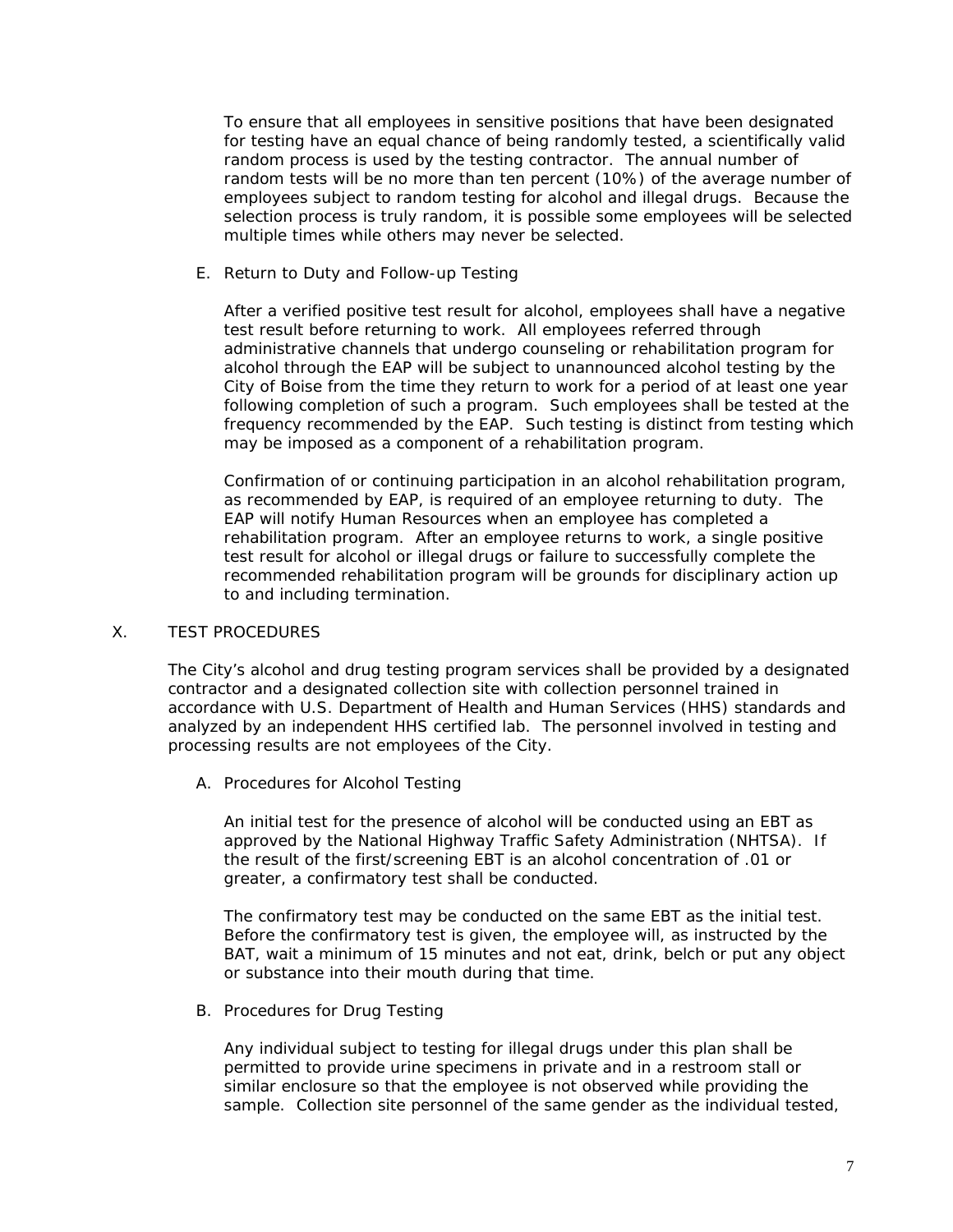To ensure that all employees in sensitive positions that have been designated for testing have an equal chance of being randomly tested, a scientifically valid random process is used by the testing contractor. The annual number of random tests will be no more than ten percent (10%) of the average number of employees subject to random testing for alcohol and illegal drugs. Because the selection process is truly random, it is possible some employees will be selected multiple times while others may never be selected.

E. Return to Duty and Follow-up Testing

After a verified positive test result for alcohol, employees shall have a negative test result before returning to work. All employees referred through administrative channels that undergo counseling or rehabilitation program for alcohol through the EAP will be subject to unannounced alcohol testing by the City of Boise from the time they return to work for a period of at least one year following completion of such a program. Such employees shall be tested at the frequency recommended by the EAP. Such testing is distinct from testing which may be imposed as a component of a rehabilitation program.

Confirmation of or continuing participation in an alcohol rehabilitation program, as recommended by EAP, is required of an employee returning to duty. The EAP will notify Human Resources when an employee has completed a rehabilitation program. After an employee returns to work, a single positive test result for alcohol or illegal drugs or failure to successfully complete the recommended rehabilitation program will be grounds for disciplinary action up to and including termination.

## X. TEST PROCEDURES

The City's alcohol and drug testing program services shall be provided by a designated contractor and a designated collection site with collection personnel trained in accordance with U.S. Department of Health and Human Services (HHS) standards and analyzed by an independent HHS certified lab. The personnel involved in testing and processing results are not employees of the City.

A. Procedures for Alcohol Testing

An initial test for the presence of alcohol will be conducted using an EBT as approved by the National Highway Traffic Safety Administration (NHTSA). If the result of the first/screening EBT is an alcohol concentration of .01 or greater, a confirmatory test shall be conducted.

The confirmatory test may be conducted on the same EBT as the initial test. Before the confirmatory test is given, the employee will, as instructed by the BAT, wait a minimum of 15 minutes and not eat, drink, belch or put any object or substance into their mouth during that time.

B. Procedures for Drug Testing

Any individual subject to testing for illegal drugs under this plan shall be permitted to provide urine specimens in private and in a restroom stall or similar enclosure so that the employee is not observed while providing the sample. Collection site personnel of the same gender as the individual tested,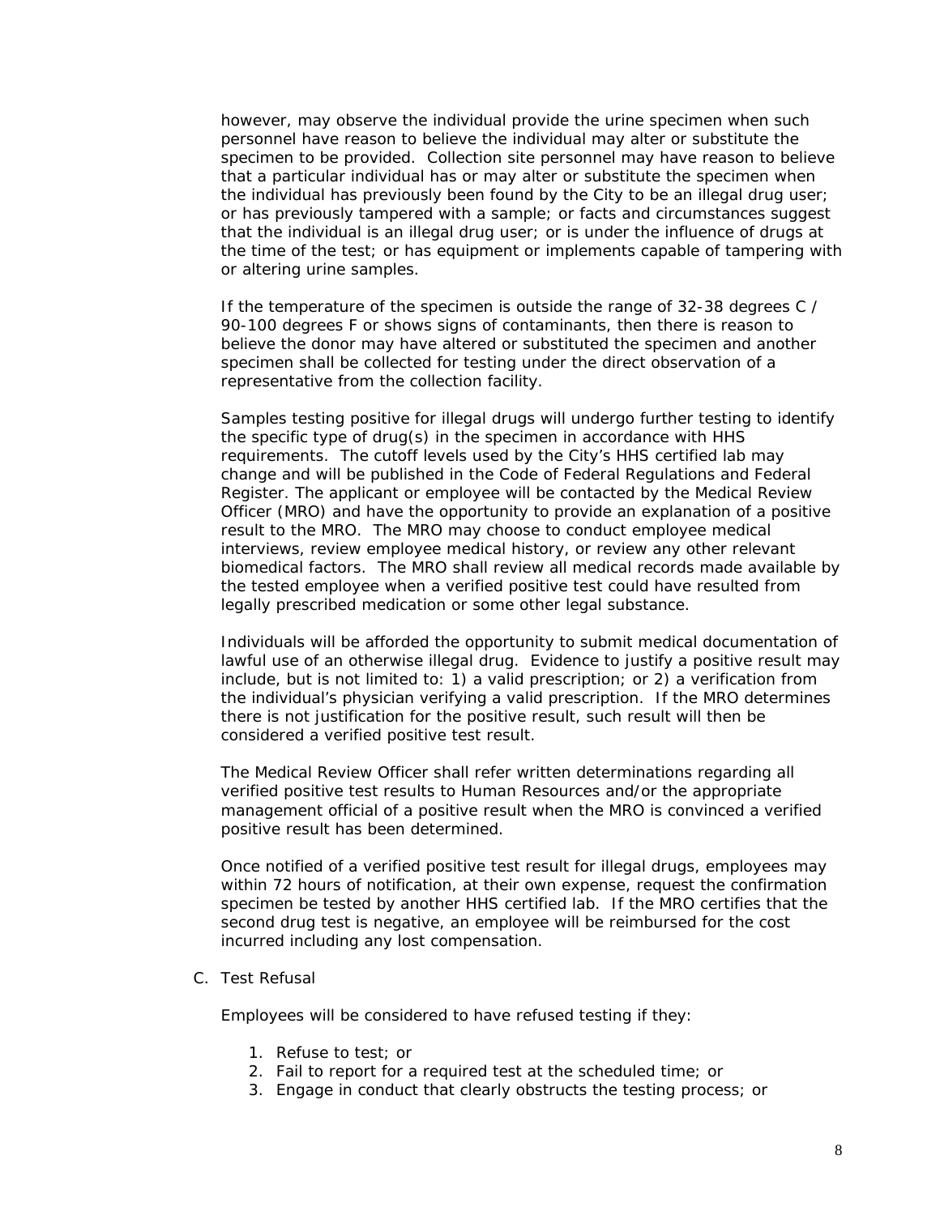however, may observe the individual provide the urine specimen when such personnel have reason to believe the individual may alter or substitute the specimen to be provided. Collection site personnel may have reason to believe that a particular individual has or may alter or substitute the specimen when the individual has previously been found by the City to be an illegal drug user; or has previously tampered with a sample; or facts and circumstances suggest that the individual is an illegal drug user; or is under the influence of drugs at the time of the test; or has equipment or implements capable of tampering with or altering urine samples.

If the temperature of the specimen is outside the range of 32-38 degrees C / 90-100 degrees F or shows signs of contaminants, then there is reason to believe the donor may have altered or substituted the specimen and another specimen shall be collected for testing under the direct observation of a representative from the collection facility.

Samples testing positive for illegal drugs will undergo further testing to identify the specific type of drug(s) in the specimen in accordance with HHS requirements. The cutoff levels used by the City's HHS certified lab may change and will be published in the Code of Federal Regulations and Federal Register. The applicant or employee will be contacted by the Medical Review Officer (MRO) and have the opportunity to provide an explanation of a positive result to the MRO. The MRO may choose to conduct employee medical interviews, review employee medical history, or review any other relevant biomedical factors. The MRO shall review all medical records made available by the tested employee when a verified positive test could have resulted from legally prescribed medication or some other legal substance.

Individuals will be afforded the opportunity to submit medical documentation of lawful use of an otherwise illegal drug. Evidence to justify a positive result may include, but is not limited to: 1) a valid prescription; or 2) a verification from the individual's physician verifying a valid prescription. If the MRO determines there is not justification for the positive result, such result will then be considered a verified positive test result.

The Medical Review Officer shall refer written determinations regarding all verified positive test results to Human Resources and/or the appropriate management official of a positive result when the MRO is convinced a verified positive result has been determined.

Once notified of a verified positive test result for illegal drugs, employees may within 72 hours of notification, at their own expense, request the confirmation specimen be tested by another HHS certified lab. If the MRO certifies that the second drug test is negative, an employee will be reimbursed for the cost incurred including any lost compensation.

C. Test Refusal

Employees will be considered to have refused testing if they:

1. Refuse to test; or
2. Fail to report for a required test at the scheduled time; or
3. Engage in conduct that clearly obstructs the testing process; or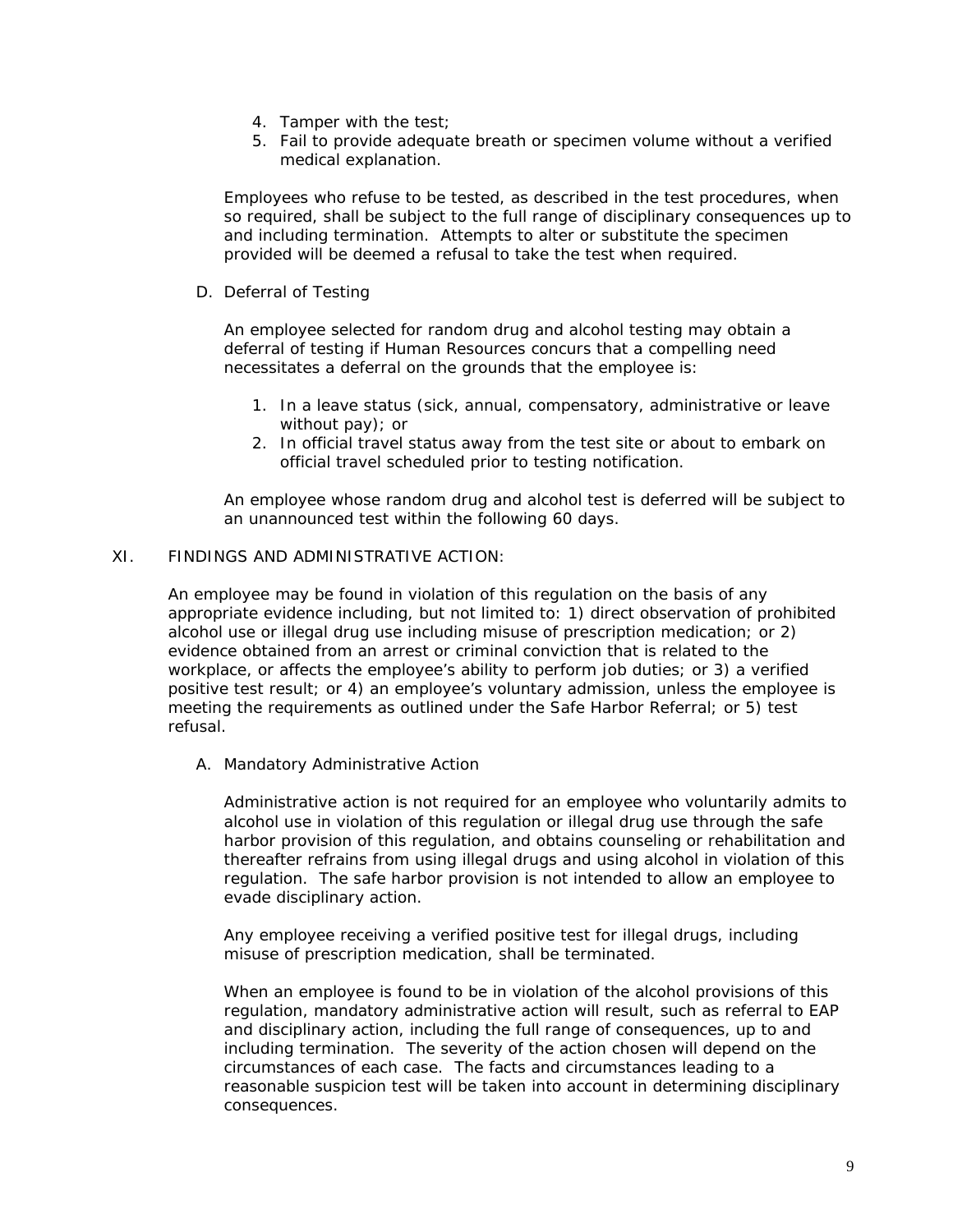4. Tamper with the test;
5. Fail to provide adequate breath or specimen volume without a verified medical explanation.

Employees who refuse to be tested, as described in the test procedures, when so required, shall be subject to the full range of disciplinary consequences up to and including termination. Attempts to alter or substitute the specimen provided will be deemed a refusal to take the test when required.

D. Deferral of Testing

An employee selected for random drug and alcohol testing may obtain a deferral of testing if Human Resources concurs that a compelling need necessitates a deferral on the grounds that the employee is:

1. In a leave status (sick, annual, compensatory, administrative or leave without pay); or
2. In official travel status away from the test site or about to embark on official travel scheduled prior to testing notification.

An employee whose random drug and alcohol test is deferred will be subject to an unannounced test within the following 60 days.

XI. FINDINGS AND ADMINISTRATIVE ACTION:

An employee may be found in violation of this regulation on the basis of any appropriate evidence including, but not limited to: 1) direct observation of prohibited alcohol use or illegal drug use including misuse of prescription medication; or 2) evidence obtained from an arrest or criminal conviction that is related to the workplace, or affects the employee's ability to perform job duties; or 3) a verified positive test result; or 4) an employee's voluntary admission, unless the employee is meeting the requirements as outlined under the Safe Harbor Referral; or 5) test refusal.

A. Mandatory Administrative Action

Administrative action is not required for an employee who voluntarily admits to alcohol use in violation of this regulation or illegal drug use through the safe harbor provision of this regulation, and obtains counseling or rehabilitation and thereafter refrains from using illegal drugs and using alcohol in violation of this regulation. The safe harbor provision is not intended to allow an employee to evade disciplinary action.

Any employee receiving a verified positive test for illegal drugs, including misuse of prescription medication, shall be terminated.

When an employee is found to be in violation of the alcohol provisions of this regulation, mandatory administrative action will result, such as referral to EAP and disciplinary action, including the full range of consequences, up to and including termination. The severity of the action chosen will depend on the circumstances of each case. The facts and circumstances leading to a reasonable suspicion test will be taken into account in determining disciplinary consequences.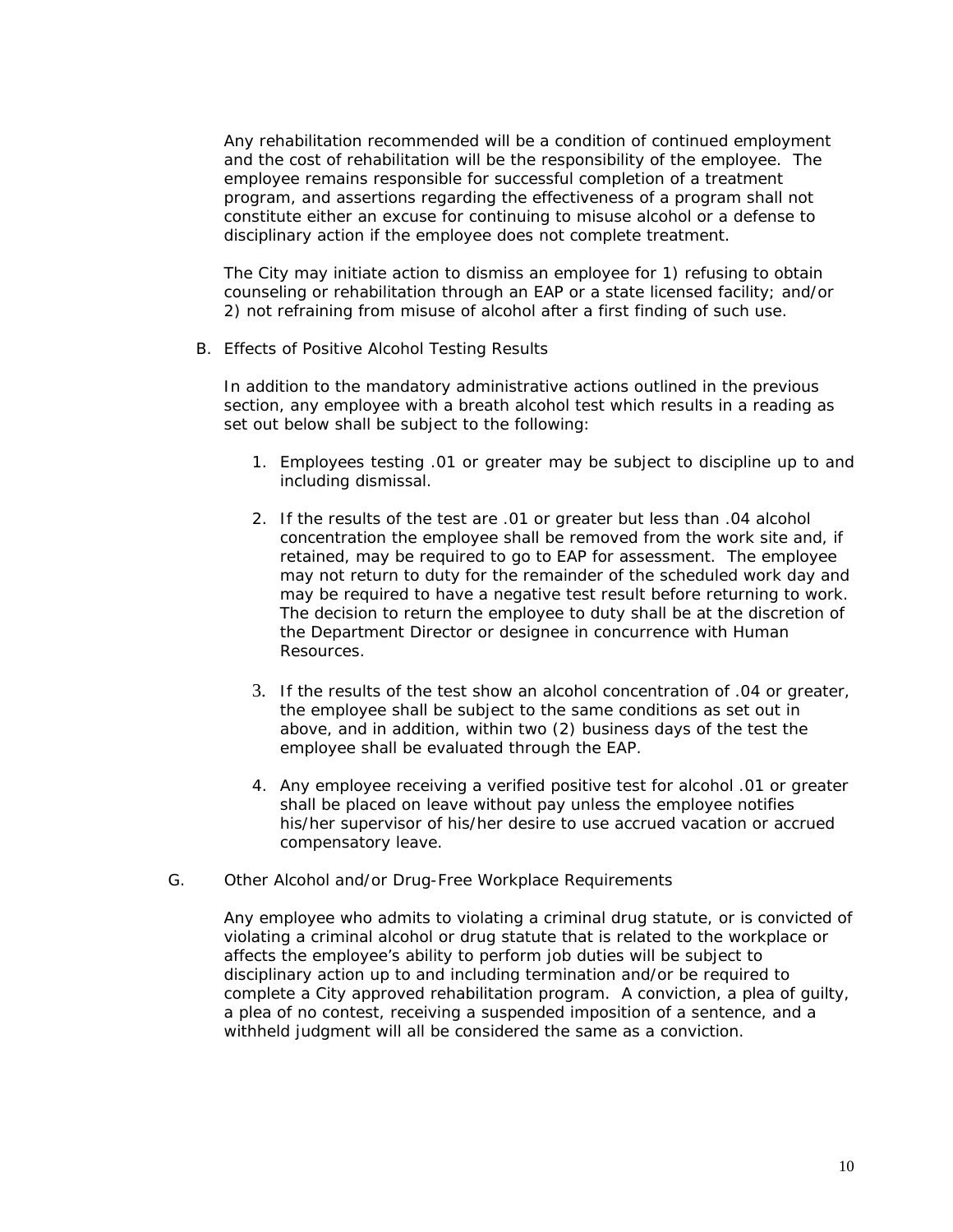Any rehabilitation recommended will be a condition of continued employment and the cost of rehabilitation will be the responsibility of the employee. The employee remains responsible for successful completion of a treatment program, and assertions regarding the effectiveness of a program shall not constitute either an excuse for continuing to misuse alcohol or a defense to disciplinary action if the employee does not complete treatment.

The City may initiate action to dismiss an employee for 1) refusing to obtain counseling or rehabilitation through an EAP or a state licensed facility; and/or 2) not refraining from misuse of alcohol after a first finding of such use.

B. Effects of Positive Alcohol Testing Results

In addition to the mandatory administrative actions outlined in the previous section, any employee with a breath alcohol test which results in a reading as set out below shall be subject to the following:

1. Employees testing .01 or greater may be subject to discipline up to and including dismissal.

2. If the results of the test are .01 or greater but less than .04 alcohol concentration the employee shall be removed from the work site and, if retained, may be required to go to EAP for assessment. The employee may not return to duty for the remainder of the scheduled work day and may be required to have a negative test result before returning to work. The decision to return the employee to duty shall be at the discretion of the Department Director or designee in concurrence with Human Resources.

3. If the results of the test show an alcohol concentration of .04 or greater, the employee shall be subject to the same conditions as set out in above, and in addition, within two (2) business days of the test the employee shall be evaluated through the EAP.

4. Any employee receiving a verified positive test for alcohol .01 or greater shall be placed on leave without pay unless the employee notifies his/her supervisor of his/her desire to use accrued vacation or accrued compensatory leave.

G. Other Alcohol and/or Drug-Free Workplace Requirements

Any employee who admits to violating a criminal drug statute, or is convicted of violating a criminal alcohol or drug statute that is related to the workplace or affects the employee's ability to perform job duties will be subject to disciplinary action up to and including termination and/or be required to complete a City approved rehabilitation program. A conviction, a plea of guilty, a plea of no contest, receiving a suspended imposition of a sentence, and a withheld judgment will all be considered the same as a conviction.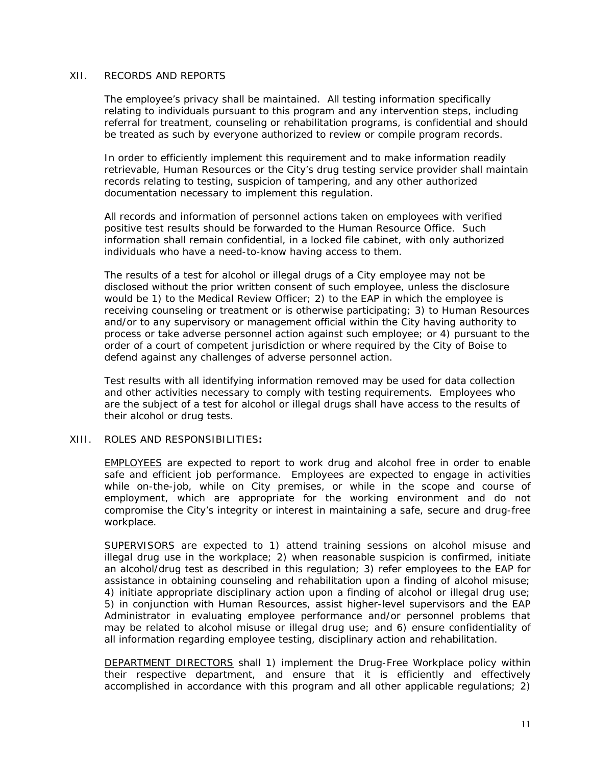## XII. RECORDS AND REPORTS

The employee's privacy shall be maintained. All testing information specifically relating to individuals pursuant to this program and any intervention steps, including referral for treatment, counseling or rehabilitation programs, is confidential and should be treated as such by everyone authorized to review or compile program records.

In order to efficiently implement this requirement and to make information readily retrievable, Human Resources or the City's drug testing service provider shall maintain records relating to testing, suspicion of tampering, and any other authorized documentation necessary to implement this regulation.

All records and information of personnel actions taken on employees with verified positive test results should be forwarded to the Human Resource Office. Such information shall remain confidential, in a locked file cabinet, with only authorized individuals who have a need-to-know having access to them.

The results of a test for alcohol or illegal drugs of a City employee may not be disclosed without the prior written consent of such employee, unless the disclosure would be 1) to the Medical Review Officer; 2) to the EAP in which the employee is receiving counseling or treatment or is otherwise participating; 3) to Human Resources and/or to any supervisory or management official within the City having authority to process or take adverse personnel action against such employee; or 4) pursuant to the order of a court of competent jurisdiction or where required by the City of Boise to defend against any challenges of adverse personnel action.

Test results with all identifying information removed may be used for data collection and other activities necessary to comply with testing requirements. Employees who are the subject of a test for alcohol or illegal drugs shall have access to the results of their alcohol or drug tests.

## XIII. ROLES AND RESPONSIBILITIES**:**

EMPLOYEES are expected to report to work drug and alcohol free in order to enable safe and efficient job performance. Employees are expected to engage in activities while on-the-job, while on City premises, or while in the scope and course of employment, which are appropriate for the working environment and do not compromise the City's integrity or interest in maintaining a safe, secure and drug-free workplace.

SUPERVISORS are expected to 1) attend training sessions on alcohol misuse and illegal drug use in the workplace; 2) when reasonable suspicion is confirmed, initiate an alcohol/drug test as described in this regulation; 3) refer employees to the EAP for assistance in obtaining counseling and rehabilitation upon a finding of alcohol misuse; 4) initiate appropriate disciplinary action upon a finding of alcohol or illegal drug use; 5) in conjunction with Human Resources, assist higher-level supervisors and the EAP Administrator in evaluating employee performance and/or personnel problems that may be related to alcohol misuse or illegal drug use; and 6) ensure confidentiality of all information regarding employee testing, disciplinary action and rehabilitation.

DEPARTMENT DIRECTORS shall 1) implement the Drug-Free Workplace policy within their respective department, and ensure that it is efficiently and effectively accomplished in accordance with this program and all other applicable regulations; 2)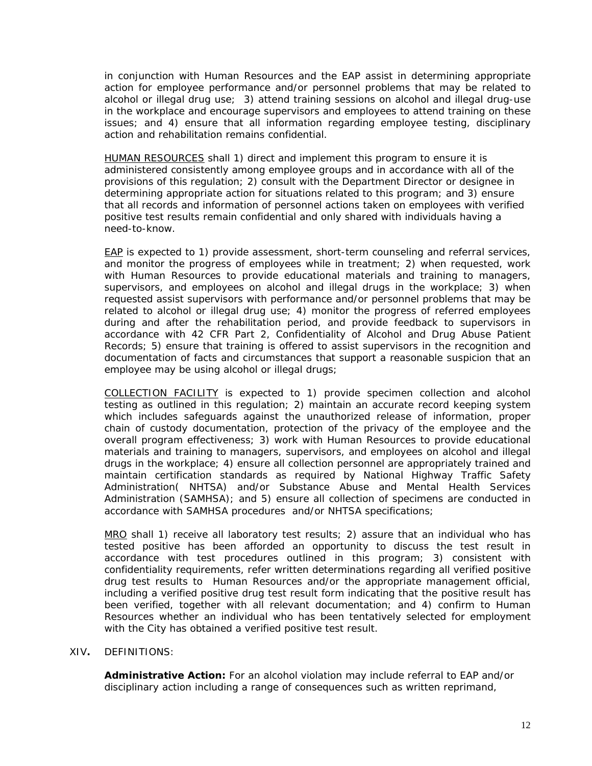in conjunction with Human Resources and the EAP assist in determining appropriate action for employee performance and/or personnel problems that may be related to alcohol or illegal drug use; 3) attend training sessions on alcohol and illegal drug-use in the workplace and encourage supervisors and employees to attend training on these issues; and 4) ensure that all information regarding employee testing, disciplinary action and rehabilitation remains confidential.

<u>HUMAN RESOURCES</u> shall 1) direct and implement this program to ensure it is administered consistently among employee groups and in accordance with all of the provisions of this regulation; 2) consult with the Department Director or designee in determining appropriate action for situations related to this program; and 3) ensure that all records and information of personnel actions taken on employees with verified positive test results remain confidential and only shared with individuals having a need-to-know.

<u>EAP</u> is expected to 1) provide assessment, short-term counseling and referral services, and monitor the progress of employees while in treatment; 2) when requested, work with Human Resources to provide educational materials and training to managers, supervisors, and employees on alcohol and illegal drugs in the workplace; 3) when requested assist supervisors with performance and/or personnel problems that may be related to alcohol or illegal drug use; 4) monitor the progress of referred employees during and after the rehabilitation period, and provide feedback to supervisors in accordance with 42 CFR Part 2, Confidentiality of Alcohol and Drug Abuse Patient Records; 5) ensure that training is offered to assist supervisors in the recognition and documentation of facts and circumstances that support a reasonable suspicion that an employee may be using alcohol or illegal drugs;

<u>COLLECTION FACILITY</u> is expected to 1) provide specimen collection and alcohol testing as outlined in this regulation; 2) maintain an accurate record keeping system which includes safeguards against the unauthorized release of information, proper chain of custody documentation, protection of the privacy of the employee and the overall program effectiveness; 3) work with Human Resources to provide educational materials and training to managers, supervisors, and employees on alcohol and illegal drugs in the workplace; 4) ensure all collection personnel are appropriately trained and maintain certification standards as required by National Highway Traffic Safety Administration( NHTSA) and/or Substance Abuse and Mental Health Services Administration (SAMHSA); and 5) ensure all collection of specimens are conducted in accordance with SAMHSA procedures and/or NHTSA specifications;

<u>MRO</u> shall 1) receive all laboratory test results; 2) assure that an individual who has tested positive has been afforded an opportunity to discuss the test result in accordance with test procedures outlined in this program; 3) consistent with confidentiality requirements, refer written determinations regarding all verified positive drug test results to Human Resources and/or the appropriate management official, including a verified positive drug test result form indicating that the positive result has been verified, together with all relevant documentation; and 4) confirm to Human Resources whether an individual who has been tentatively selected for employment with the City has obtained a verified positive test result.

## XIV. DEFINITIONS:

**Administrative Action:** For an alcohol violation may include referral to EAP and/or disciplinary action including a range of consequences such as written reprimand,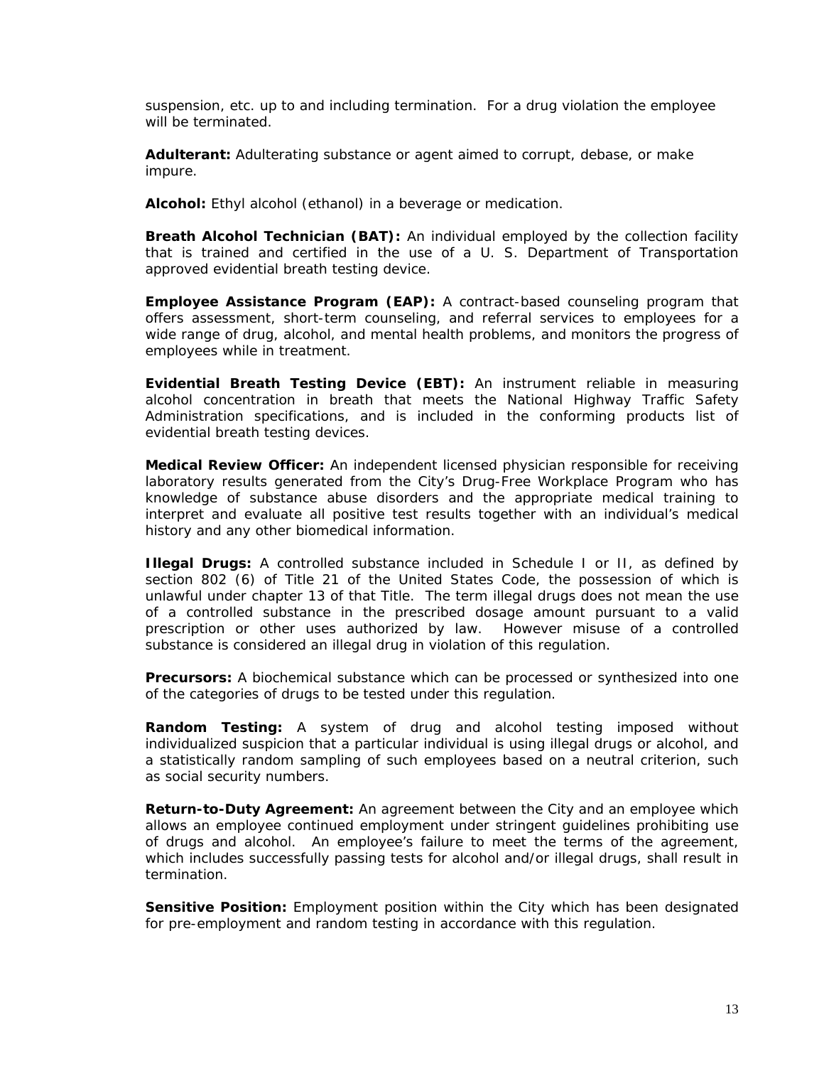suspension, etc. up to and including termination. For a drug violation the employee will be terminated.

**Adulterant:** Adulterating substance or agent aimed to corrupt, debase, or make impure.

**Alcohol:** Ethyl alcohol (ethanol) in a beverage or medication.

**Breath Alcohol Technician (BAT):** An individual employed by the collection facility that is trained and certified in the use of a U. S. Department of Transportation approved evidential breath testing device.

**Employee Assistance Program (EAP):** A contract-based counseling program that offers assessment, short-term counseling, and referral services to employees for a wide range of drug, alcohol, and mental health problems, and monitors the progress of employees while in treatment.

**Evidential Breath Testing Device (EBT):** An instrument reliable in measuring alcohol concentration in breath that meets the National Highway Traffic Safety Administration specifications, and is included in the conforming products list of evidential breath testing devices.

**Medical Review Officer:** An independent licensed physician responsible for receiving laboratory results generated from the City's Drug-Free Workplace Program who has knowledge of substance abuse disorders and the appropriate medical training to interpret and evaluate all positive test results together with an individual's medical history and any other biomedical information.

**Illegal Drugs:** A controlled substance included in Schedule I or II, as defined by section 802 (6) of Title 21 of the United States Code, the possession of which is unlawful under chapter 13 of that Title. The term illegal drugs does not mean the use of a controlled substance in the prescribed dosage amount pursuant to a valid prescription or other uses authorized by law. However misuse of a controlled substance is considered an illegal drug in violation of this regulation.

**Precursors:** A biochemical substance which can be processed or synthesized into one of the categories of drugs to be tested under this regulation.

**Random Testing:** A system of drug and alcohol testing imposed without individualized suspicion that a particular individual is using illegal drugs or alcohol, and a statistically random sampling of such employees based on a neutral criterion, such as social security numbers.

**Return-to-Duty Agreement:** An agreement between the City and an employee which allows an employee continued employment under stringent guidelines prohibiting use of drugs and alcohol. An employee's failure to meet the terms of the agreement, which includes successfully passing tests for alcohol and/or illegal drugs, shall result in termination.

**Sensitive Position:** Employment position within the City which has been designated for pre-employment and random testing in accordance with this regulation.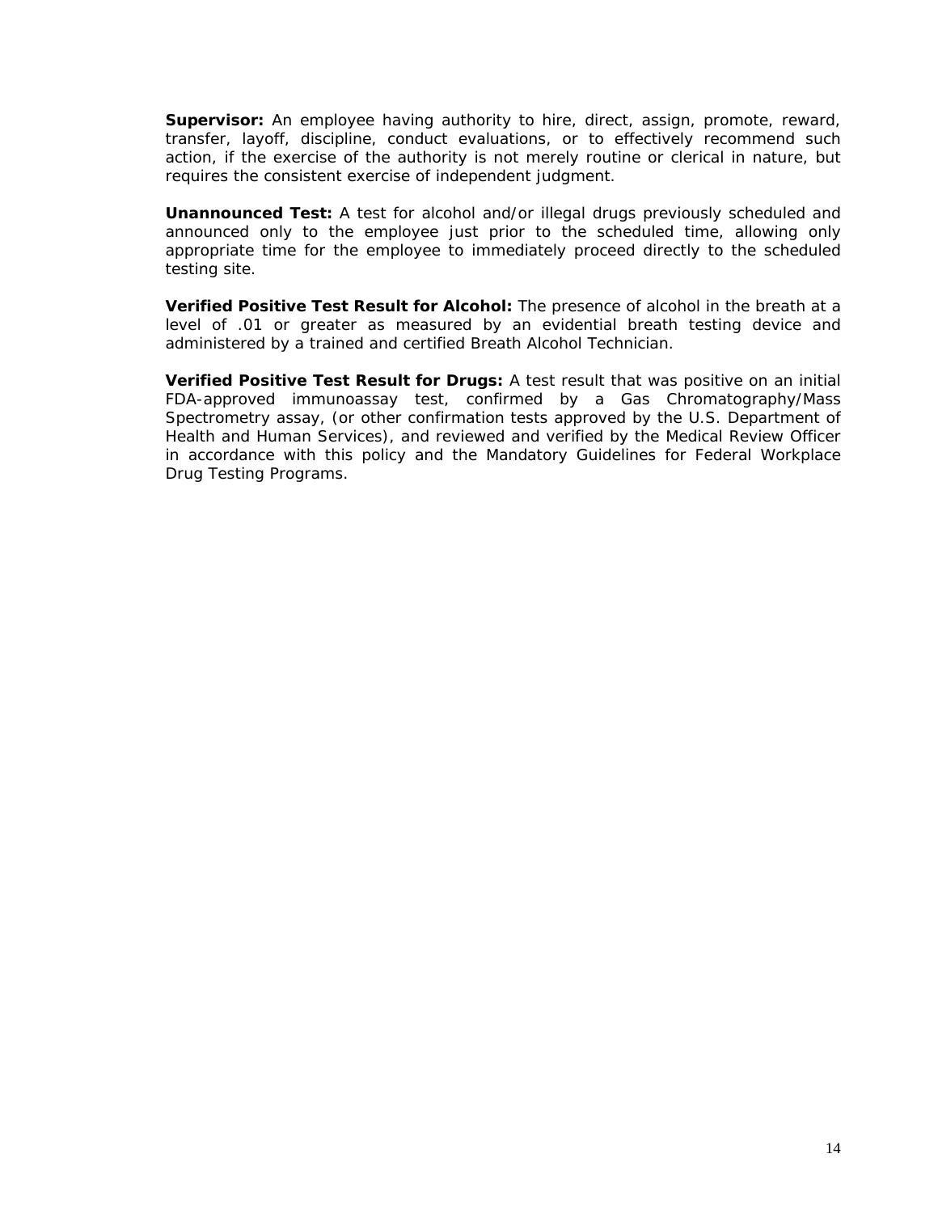**Supervisor:** An employee having authority to hire, direct, assign, promote, reward, transfer, layoff, discipline, conduct evaluations, or to effectively recommend such action, if the exercise of the authority is not merely routine or clerical in nature, but requires the consistent exercise of independent judgment.

**Unannounced Test:** A test for alcohol and/or illegal drugs previously scheduled and announced only to the employee just prior to the scheduled time, allowing only appropriate time for the employee to immediately proceed directly to the scheduled testing site.

**Verified Positive Test Result for Alcohol:** The presence of alcohol in the breath at a level of .01 or greater as measured by an evidential breath testing device and administered by a trained and certified Breath Alcohol Technician.

**Verified Positive Test Result for Drugs:** A test result that was positive on an initial FDA-approved immunoassay test, confirmed by a Gas Chromatography/Mass Spectrometry assay, (or other confirmation tests approved by the U.S. Department of Health and Human Services), and reviewed and verified by the Medical Review Officer in accordance with this policy and the Mandatory Guidelines for Federal Workplace Drug Testing Programs.